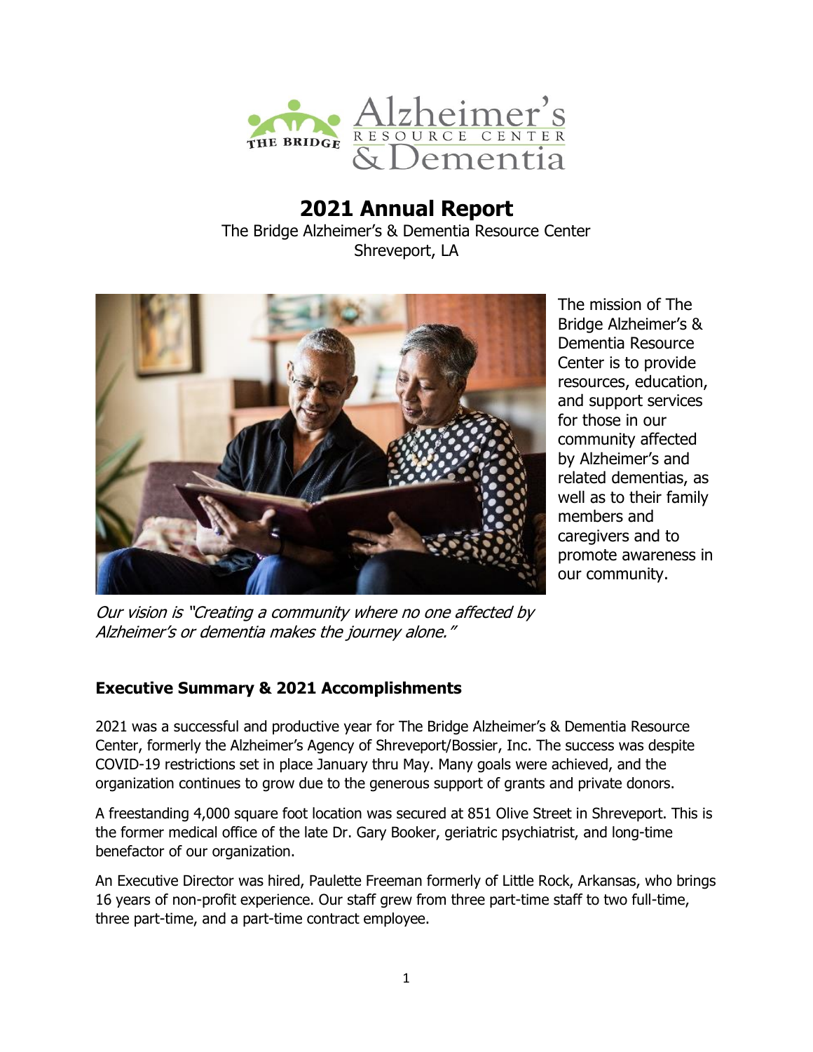# 2021 Annual Report

The Bridge Alzheimer's & Dementia Resource Center
Shreveport, LA

The mission of The Bridge Alzheimer's & Dementia Resource Center is to provide resources, education, and support services for those in our community affected by Alzheimer's and related dementias, as well as to their family members and caregivers and to promote awareness in our community.

*Our vision is "Creating a community where no one affected by Alzheimer's or dementia makes the journey alone."*

## Executive Summary & 2021 Accomplishments

2021 was a successful and productive year for The Bridge Alzheimer's & Dementia Resource Center, formerly the Alzheimer's Agency of Shreveport/Bossier, Inc. The success was despite COVID-19 restrictions set in place January thru May. Many goals were achieved, and the organization continues to grow due to the generous support of grants and private donors.

A freestanding 4,000 square foot location was secured at 851 Olive Street in Shreveport. This is the former medical office of the late Dr. Gary Booker, geriatric psychiatrist, and long-time benefactor of our organization.

An Executive Director was hired, Paulette Freeman formerly of Little Rock, Arkansas, who brings 16 years of non-profit experience. Our staff grew from three part-time staff to two full-time, three part-time, and a part-time contract employee.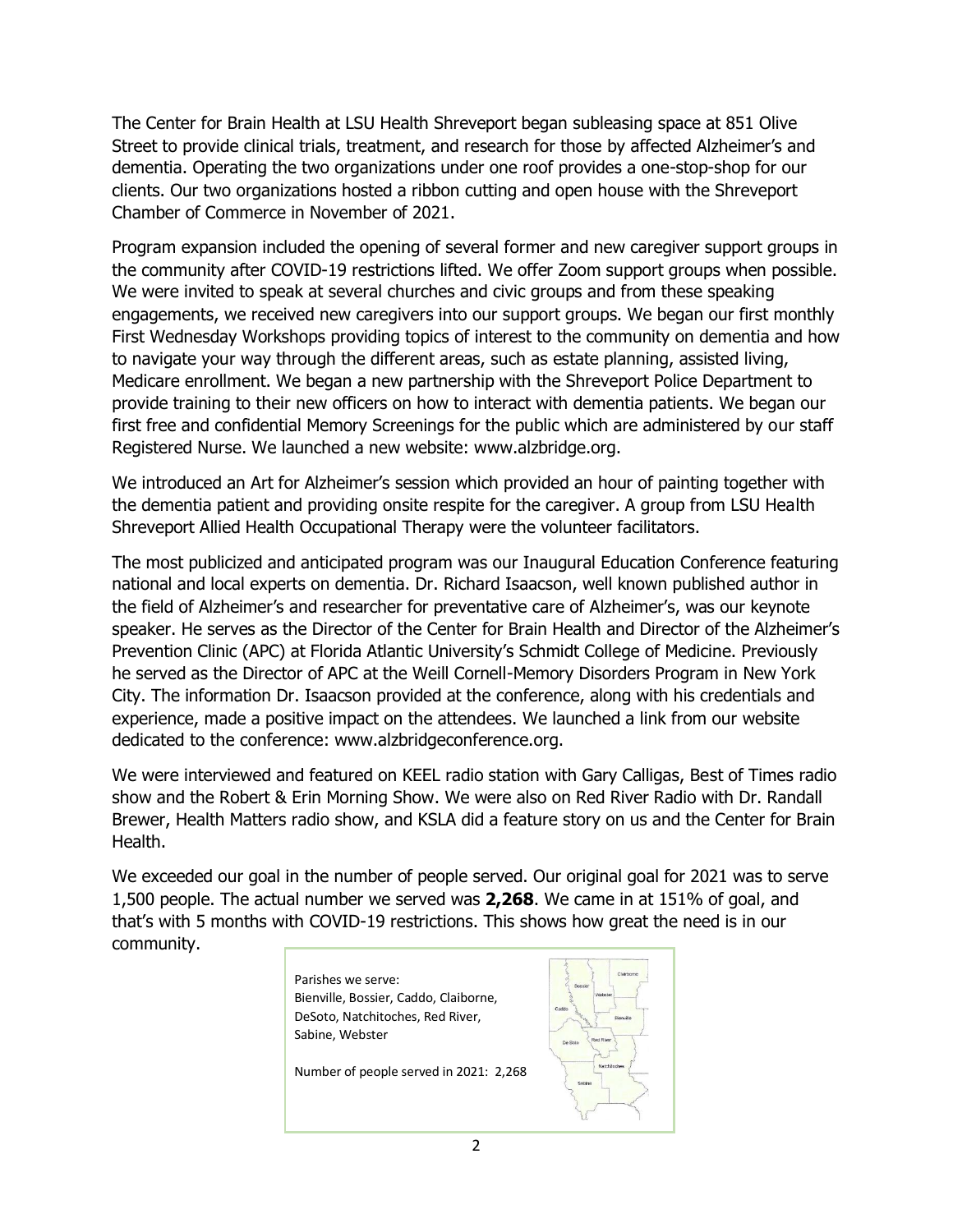The Center for Brain Health at LSU Health Shreveport began subleasing space at 851 Olive Street to provide clinical trials, treatment, and research for those by affected Alzheimer's and dementia. Operating the two organizations under one roof provides a one-stop-shop for our clients. Our two organizations hosted a ribbon cutting and open house with the Shreveport Chamber of Commerce in November of 2021.

Program expansion included the opening of several former and new caregiver support groups in the community after COVID-19 restrictions lifted. We offer Zoom support groups when possible. We were invited to speak at several churches and civic groups and from these speaking engagements, we received new caregivers into our support groups. We began our first monthly First Wednesday Workshops providing topics of interest to the community on dementia and how to navigate your way through the different areas, such as estate planning, assisted living, Medicare enrollment. We began a new partnership with the Shreveport Police Department to provide training to their new officers on how to interact with dementia patients. We began our first free and confidential Memory Screenings for the public which are administered by our staff Registered Nurse. We launched a new website: www.alzbridge.org.

We introduced an Art for Alzheimer's session which provided an hour of painting together with the dementia patient and providing onsite respite for the caregiver. A group from LSU Health Shreveport Allied Health Occupational Therapy were the volunteer facilitators.

The most publicized and anticipated program was our Inaugural Education Conference featuring national and local experts on dementia. Dr. Richard Isaacson, well known published author in the field of Alzheimer's and researcher for preventative care of Alzheimer's, was our keynote speaker. He serves as the Director of the Center for Brain Health and Director of the Alzheimer's Prevention Clinic (APC) at Florida Atlantic University's Schmidt College of Medicine. Previously he served as the Director of APC at the Weill Cornell-Memory Disorders Program in New York City. The information Dr. Isaacson provided at the conference, along with his credentials and experience, made a positive impact on the attendees. We launched a link from our website dedicated to the conference: www.alzbridgeconference.org.

We were interviewed and featured on KEEL radio station with Gary Calligas, Best of Times radio show and the Robert & Erin Morning Show. We were also on Red River Radio with Dr. Randall Brewer, Health Matters radio show, and KSLA did a feature story on us and the Center for Brain Health.

We exceeded our goal in the number of people served. Our original goal for 2021 was to serve 1,500 people. The actual number we served was **2,268**. We came in at 151% of goal, and that's with 5 months with COVID-19 restrictions. This shows how great the need is in our community.

Parishes we serve:
Bienville, Bossier, Caddo, Claiborne, DeSoto, Natchitoches, Red River, Sabine, Webster

Number of people served in 2021: 2,268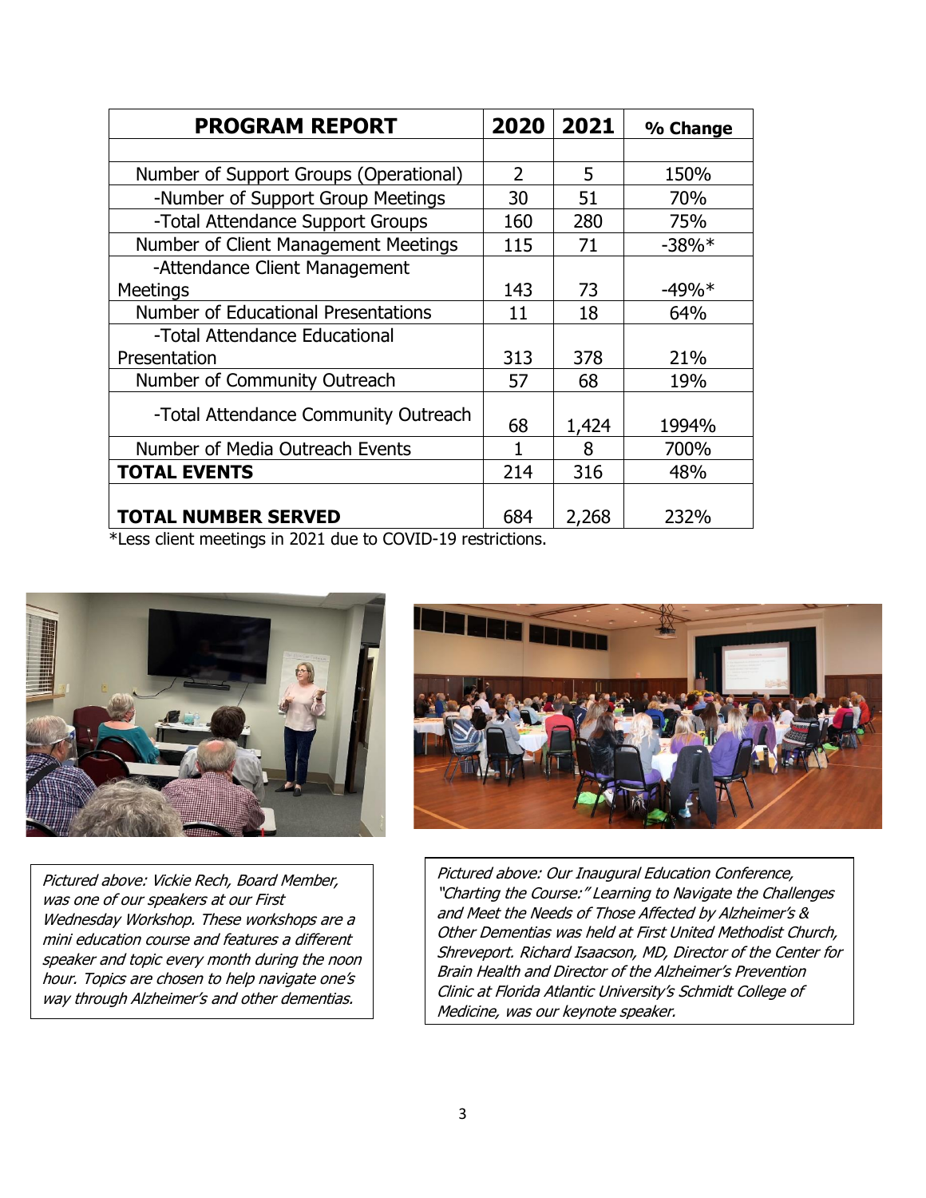| PROGRAM REPORT | 2020 | 2021 | % Change |
|---|---|---|---|
| Number of Support Groups (Operational) | 2 | 5 | 150% |
| -Number of Support Group Meetings | 30 | 51 | 70% |
| -Total Attendance Support Groups | 160 | 280 | 75% |
| Number of Client Management Meetings | 115 | 71 | -38%* |
| -Attendance Client Management Meetings | 143 | 73 | -49%* |
| Number of Educational Presentations | 11 | 18 | 64% |
| -Total Attendance Educational Presentation | 313 | 378 | 21% |
| Number of Community Outreach | 57 | 68 | 19% |
| -Total Attendance Community Outreach | 68 | 1,424 | 1994% |
| Number of Media Outreach Events | 1 | 8 | 700% |
| **TOTAL EVENTS** | 214 | 316 | 48% |
| **TOTAL NUMBER SERVED** | 684 | 2,268 | 232% |

*Less client meetings in 2021 due to COVID-19 restrictions.

*Pictured above: Vickie Rech, Board Member, was one of our speakers at our First Wednesday Workshop. These workshops are a mini education course and features a different speaker and topic every month during the noon hour. Topics are chosen to help navigate one's way through Alzheimer's and other dementias.*

*Pictured above: Our Inaugural Education Conference, "Charting the Course:" Learning to Navigate the Challenges and Meet the Needs of Those Affected by Alzheimer's & Other Dementias was held at First United Methodist Church, Shreveport. Richard Isaacson, MD, Director of the Center for Brain Health and Director of the Alzheimer's Prevention Clinic at Florida Atlantic University's Schmidt College of Medicine, was our keynote speaker.*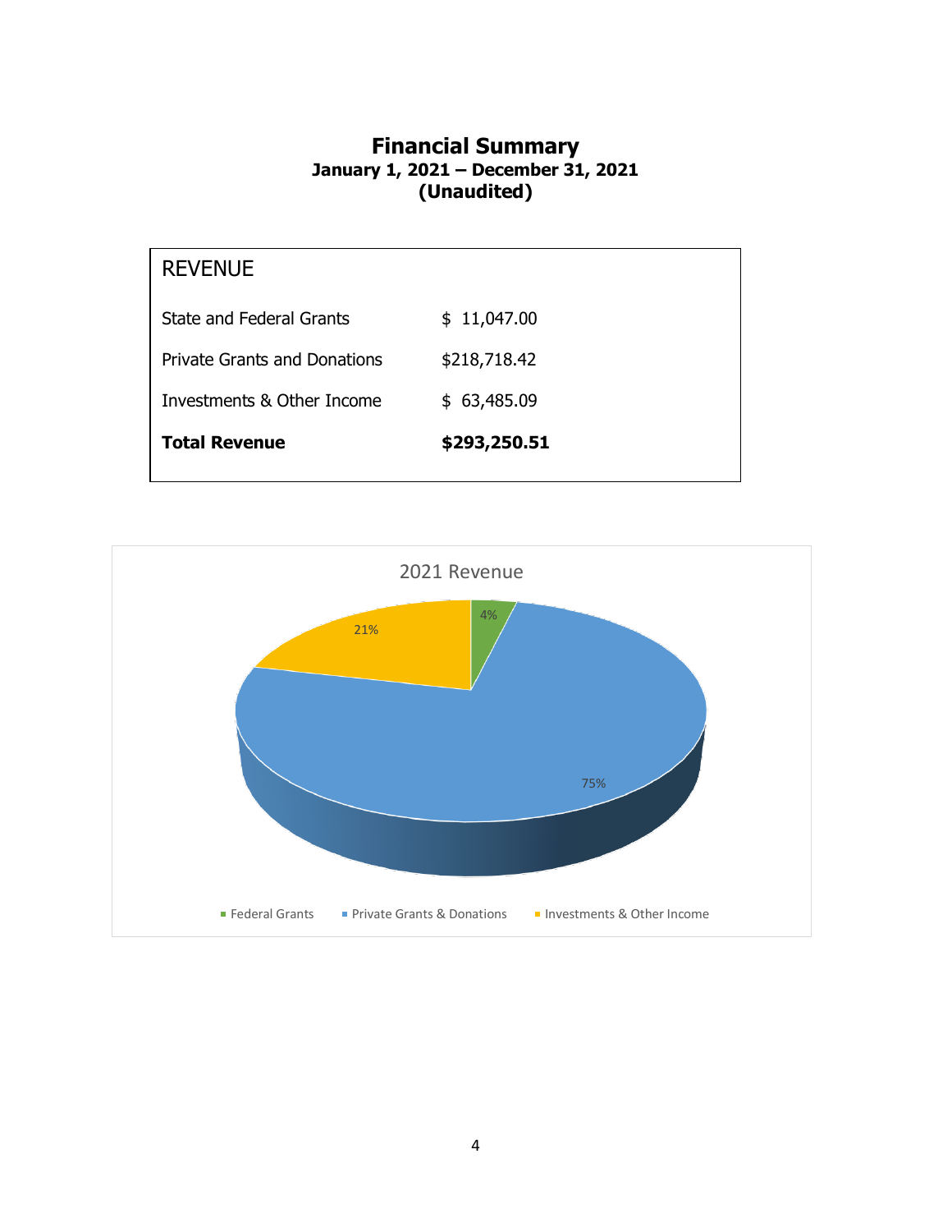# Financial Summary

**January 1, 2021 – December 31, 2021**
**(Unaudited)**

| REVENUE | |
|---|---|
| State and Federal Grants | $ 11,047.00 |
| Private Grants and Donations | $218,718.42 |
| Investments & Other Income | $ 63,485.09 |
| **Total Revenue** | **$293,250.51** |

2021 Revenue

- Federal Grants: 4%
- Private Grants & Donations: 75%
- Investments & Other Income: 21%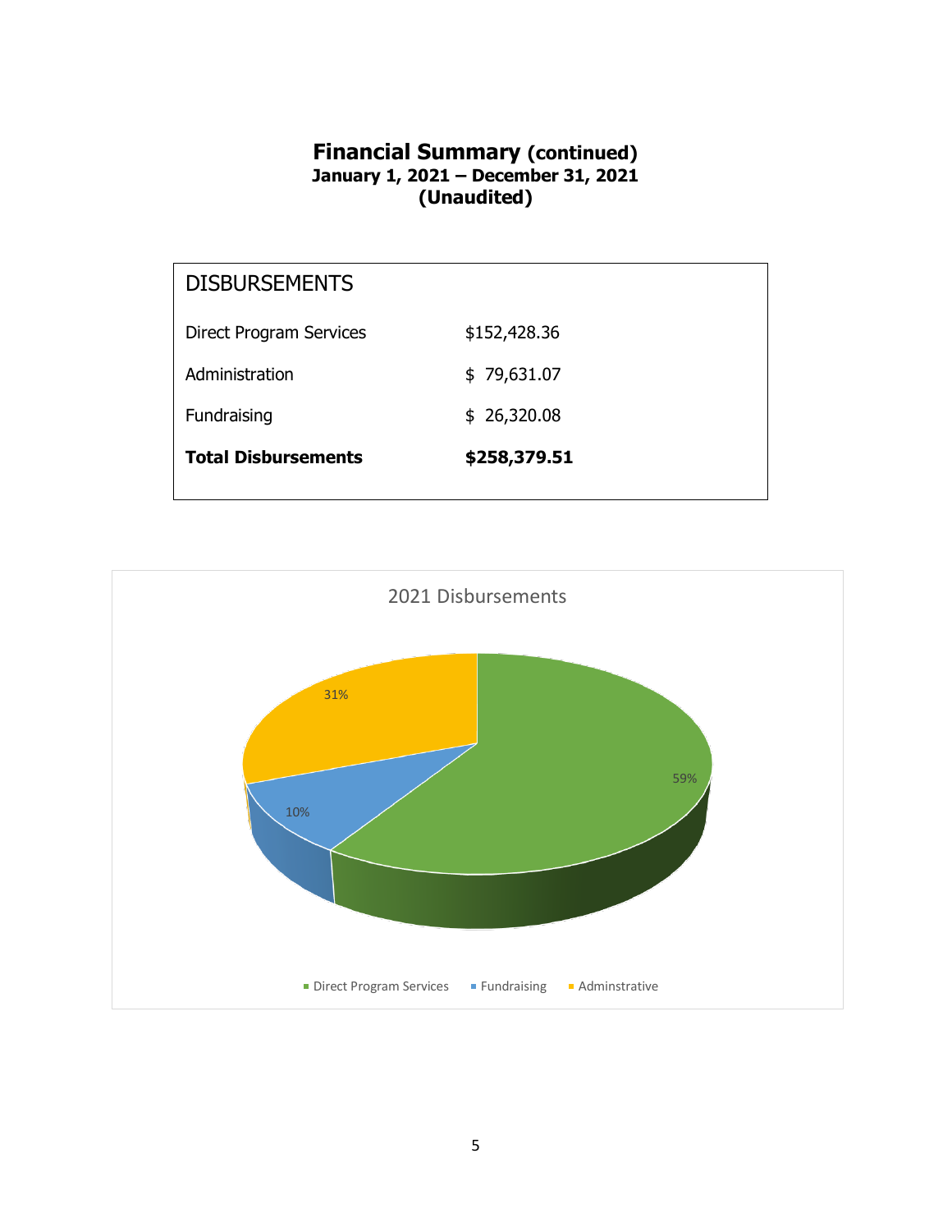# Financial Summary (continued)

**January 1, 2021 – December 31, 2021**
**(Unaudited)**

| DISBURSEMENTS | |
|---|---|
| Direct Program Services | $152,428.36 |
| Administration | $ 79,631.07 |
| Fundraising | $ 26,320.08 |
| **Total Disbursements** | **$258,379.51** |

2021 Disbursements

| Category | Percentage |
|---|---|
| Direct Program Services | 59% |
| Fundraising | 10% |
| Adminstrative | 31% |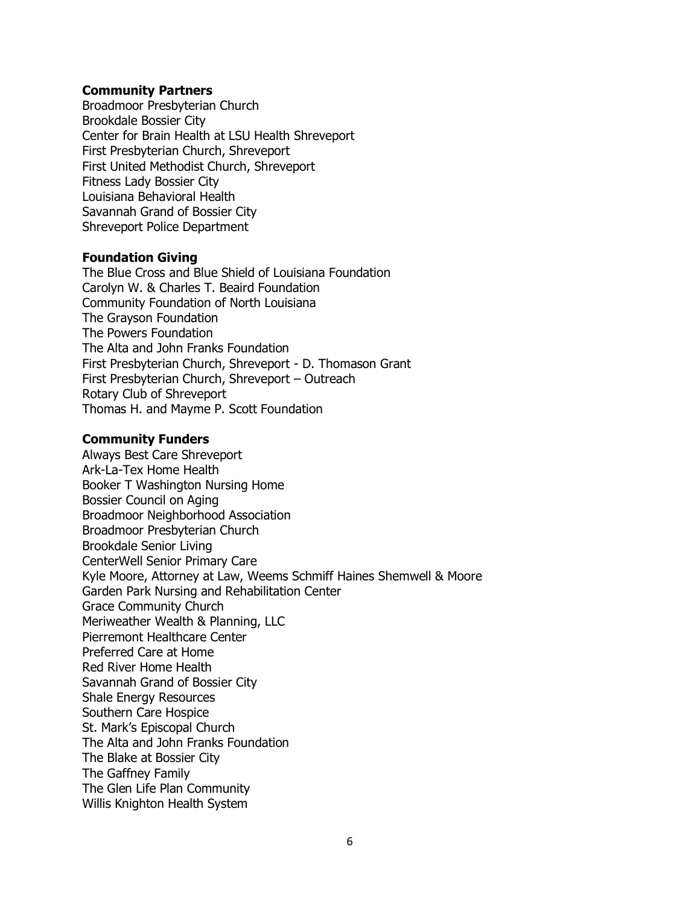**Community Partners**

Broadmoor Presbyterian Church
Brookdale Bossier City
Center for Brain Health at LSU Health Shreveport
First Presbyterian Church, Shreveport
First United Methodist Church, Shreveport
Fitness Lady Bossier City
Louisiana Behavioral Health
Savannah Grand of Bossier City
Shreveport Police Department

**Foundation Giving**

The Blue Cross and Blue Shield of Louisiana Foundation
Carolyn W. & Charles T. Beaird Foundation
Community Foundation of North Louisiana
The Grayson Foundation
The Powers Foundation
The Alta and John Franks Foundation
First Presbyterian Church, Shreveport - D. Thomason Grant
First Presbyterian Church, Shreveport – Outreach
Rotary Club of Shreveport
Thomas H. and Mayme P. Scott Foundation

**Community Funders**

Always Best Care Shreveport
Ark-La-Tex Home Health
Booker T Washington Nursing Home
Bossier Council on Aging
Broadmoor Neighborhood Association
Broadmoor Presbyterian Church
Brookdale Senior Living
CenterWell Senior Primary Care
Kyle Moore, Attorney at Law, Weems Schmiff Haines Shemwell & Moore
Garden Park Nursing and Rehabilitation Center
Grace Community Church
Meriweather Wealth & Planning, LLC
Pierremont Healthcare Center
Preferred Care at Home
Red River Home Health
Savannah Grand of Bossier City
Shale Energy Resources
Southern Care Hospice
St. Mark's Episcopal Church
The Alta and John Franks Foundation
The Blake at Bossier City
The Gaffney Family
The Glen Life Plan Community
Willis Knighton Health System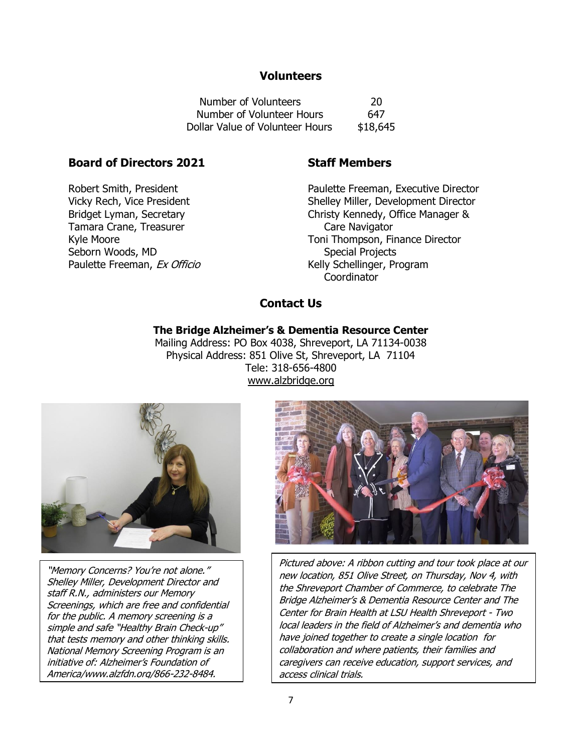## Volunteers

| | |
|---|---|
| Number of Volunteers | 20 |
| Number of Volunteer Hours | 647 |
| Dollar Value of Volunteer Hours | $18,645 |

## Board of Directors 2021

Robert Smith, President
Vicky Rech, Vice President
Bridget Lyman, Secretary
Tamara Crane, Treasurer
Kyle Moore
Seborn Woods, MD
Paulette Freeman, *Ex Officio*

## Staff Members

Paulette Freeman, Executive Director
Shelley Miller, Development Director
Christy Kennedy, Office Manager & Care Navigator
Toni Thompson, Finance Director Special Projects
Kelly Schellinger, Program Coordinator

## Contact Us

**The Bridge Alzheimer's & Dementia Resource Center**
Mailing Address: PO Box 4038, Shreveport, LA 71134-0038
Physical Address: 851 Olive St, Shreveport, LA 71104
Tele: 318-656-4800
www.alzbridge.org

*"Memory Concerns? You're not alone." Shelley Miller, Development Director and staff R.N., administers our Memory Screenings, which are free and confidential for the public. A memory screening is a simple and safe "Healthy Brain Check-up" that tests memory and other thinking skills. National Memory Screening Program is an initiative of: Alzheimer's Foundation of America/www.alzfdn.org/866-232-8484.*

*Pictured above: A ribbon cutting and tour took place at our new location, 851 Olive Street, on Thursday, Nov 4, with the Shreveport Chamber of Commerce, to celebrate The Bridge Alzheimer's & Dementia Resource Center and The Center for Brain Health at LSU Health Shreveport - Two local leaders in the field of Alzheimer's and dementia who have joined together to create a single location for collaboration and where patients, their families and caregivers can receive education, support services, and access clinical trials.*